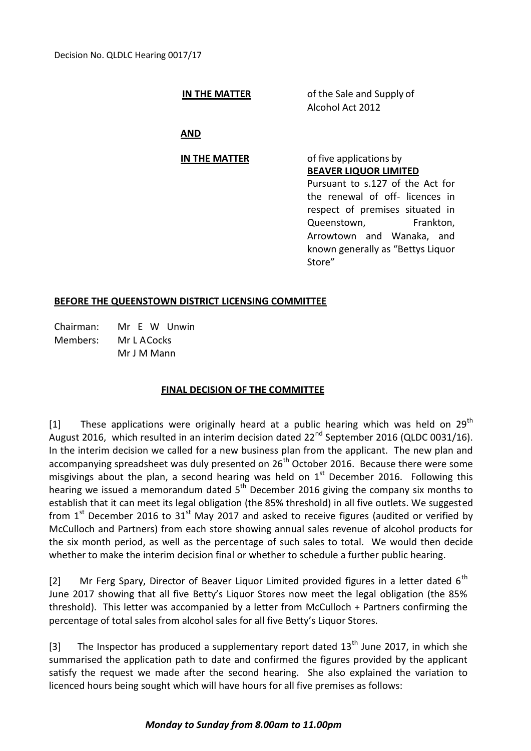Decision No. QLDLC Hearing 0017/17

**IN THE MATTER** of the Sale and Supply of Alcohol Act 2012

**AND**

**IN THE MATTER** of five applications by **BEAVER LIQUOR LIMITED** Pursuant to s.127 of the Act for the renewal of off- licences in respect of premises situated in Queenstown, Frankton, Arrowtown and Wanaka, and known generally as "Bettys Liquor Store"

**BEFORE THE QUEENSTOWN DISTRICT LICENSING COMMITTEE**

Chairman: Mr E W Unwin
Members: Mr L A Cocks
Mr J M Mann

**FINAL DECISION OF THE COMMITTEE**

[1] These applications were originally heard at a public hearing which was held on 29th August 2016, which resulted in an interim decision dated 22nd September 2016 (QLDC 0031/16). In the interim decision we called for a new business plan from the applicant. The new plan and accompanying spreadsheet was duly presented on 26th October 2016. Because there were some misgivings about the plan, a second hearing was held on 1st December 2016. Following this hearing we issued a memorandum dated 5th December 2016 giving the company six months to establish that it can meet its legal obligation (the 85% threshold) in all five outlets. We suggested from 1st December 2016 to 31st May 2017 and asked to receive figures (audited or verified by McCulloch and Partners) from each store showing annual sales revenue of alcohol products for the six month period, as well as the percentage of such sales to total. We would then decide whether to make the interim decision final or whether to schedule a further public hearing.

[2] Mr Ferg Spary, Director of Beaver Liquor Limited provided figures in a letter dated 6th June 2017 showing that all five Betty's Liquor Stores now meet the legal obligation (the 85% threshold). This letter was accompanied by a letter from McCulloch + Partners confirming the percentage of total sales from alcohol sales for all five Betty's Liquor Stores.

[3] The Inspector has produced a supplementary report dated 13th June 2017, in which she summarised the application path to date and confirmed the figures provided by the applicant satisfy the request we made after the second hearing. She also explained the variation to licenced hours being sought which will have hours for all five premises as follows:

***Monday to Sunday from 8.00am to 11.00pm***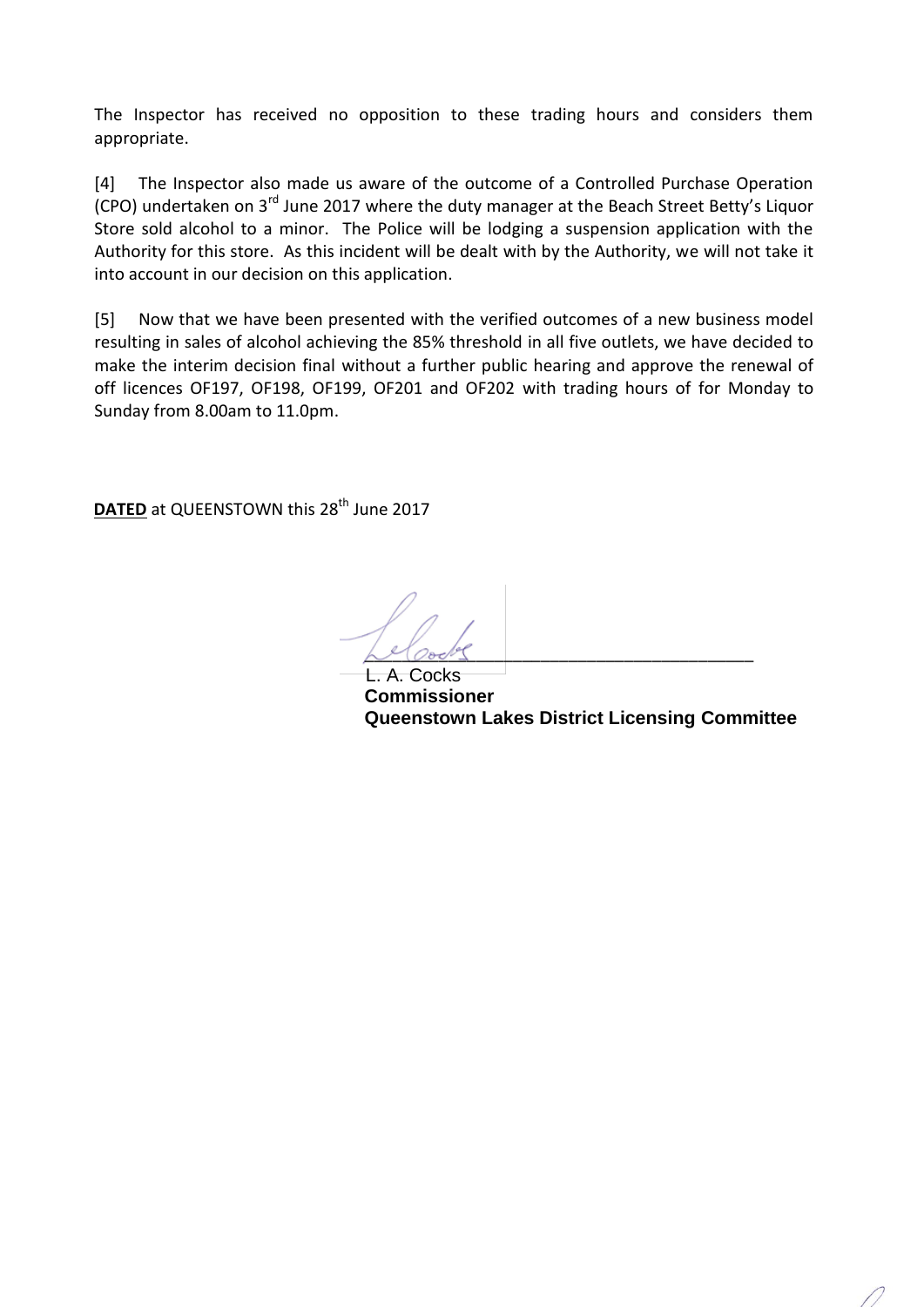The Inspector has received no opposition to these trading hours and considers them appropriate.

[4] The Inspector also made us aware of the outcome of a Controlled Purchase Operation (CPO) undertaken on 3rd June 2017 where the duty manager at the Beach Street Betty's Liquor Store sold alcohol to a minor. The Police will be lodging a suspension application with the Authority for this store. As this incident will be dealt with by the Authority, we will not take it into account in our decision on this application.

[5] Now that we have been presented with the verified outcomes of a new business model resulting in sales of alcohol achieving the 85% threshold in all five outlets, we have decided to make the interim decision final without a further public hearing and approve the renewal of off licences OF197, OF198, OF199, OF201 and OF202 with trading hours of for Monday to Sunday from 8.00am to 11.0pm.

**DATED** at QUEENSTOWN this 28th June 2017

L. A. Cocks
**Commissioner**
**Queenstown Lakes District Licensing Committee**